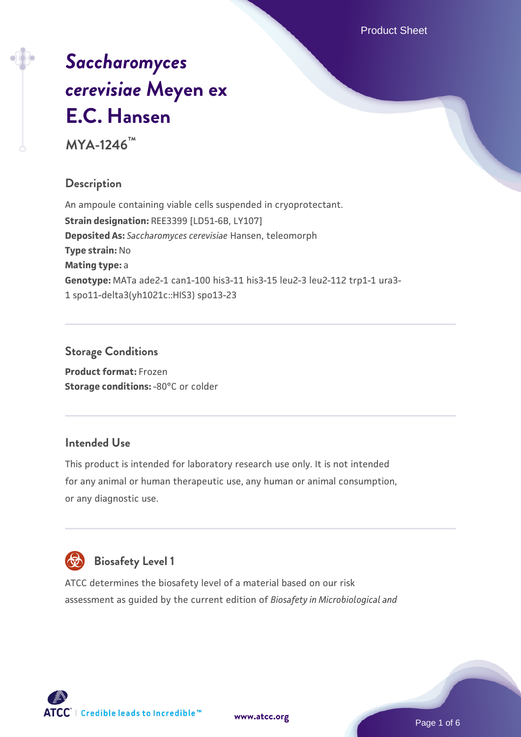# *Saccharomyces cerevisiae* Meyen ex E.C. Hansen

**MYA-1246™**

## Description

An ampoule containing viable cells suspended in cryoprotectant.

**Strain designation:** REE3399 [LD51-6B, LY107]

**Deposited As:** *Saccharomyces cerevisiae* Hansen, teleomorph

**Type strain:** No

**Mating type:** a

**Genotype:** MATa ade2-1 can1-100 his3-11 his3-15 leu2-3 leu2-112 trp1-1 ura3-1 spo11-delta3(yh1021c::HIS3) spo13-23

## Storage Conditions

**Product format:** Frozen

**Storage conditions:** -80°C or colder

## Intended Use

This product is intended for laboratory research use only. It is not intended for any animal or human therapeutic use, any human or animal consumption, or any diagnostic use.

## Biosafety Level 1

ATCC determines the biosafety level of a material based on our risk assessment as guided by the current edition of *Biosafety in Microbiological and*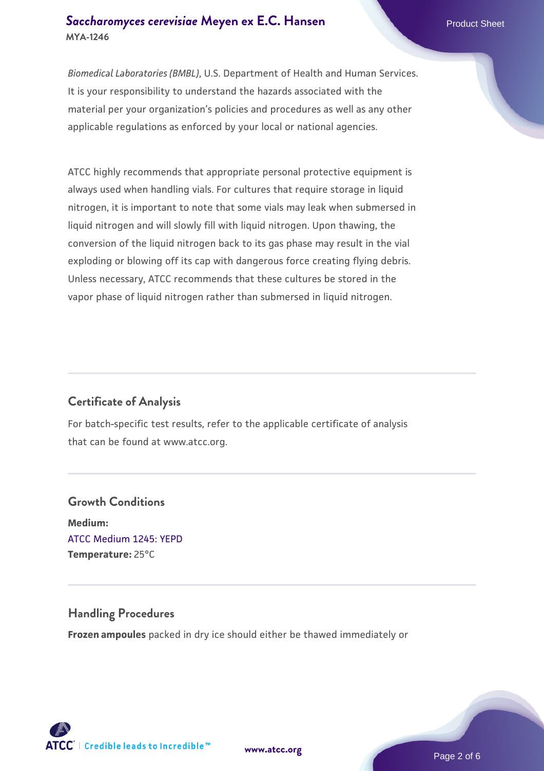*Biomedical Laboratories (BMBL)*, U.S. Department of Health and Human Services. It is your responsibility to understand the hazards associated with the material per your organization's policies and procedures as well as any other applicable regulations as enforced by your local or national agencies.

ATCC highly recommends that appropriate personal protective equipment is always used when handling vials. For cultures that require storage in liquid nitrogen, it is important to note that some vials may leak when submersed in liquid nitrogen and will slowly fill with liquid nitrogen. Upon thawing, the conversion of the liquid nitrogen back to its gas phase may result in the vial exploding or blowing off its cap with dangerous force creating flying debris. Unless necessary, ATCC recommends that these cultures be stored in the vapor phase of liquid nitrogen rather than submersed in liquid nitrogen.

## Certificate of Analysis

For batch-specific test results, refer to the applicable certificate of analysis that can be found at www.atcc.org.

## Growth Conditions

**Medium:**
ATCC Medium 1245: YEPD
**Temperature:** 25°C

## Handling Procedures

**Frozen ampoules** packed in dry ice should either be thawed immediately or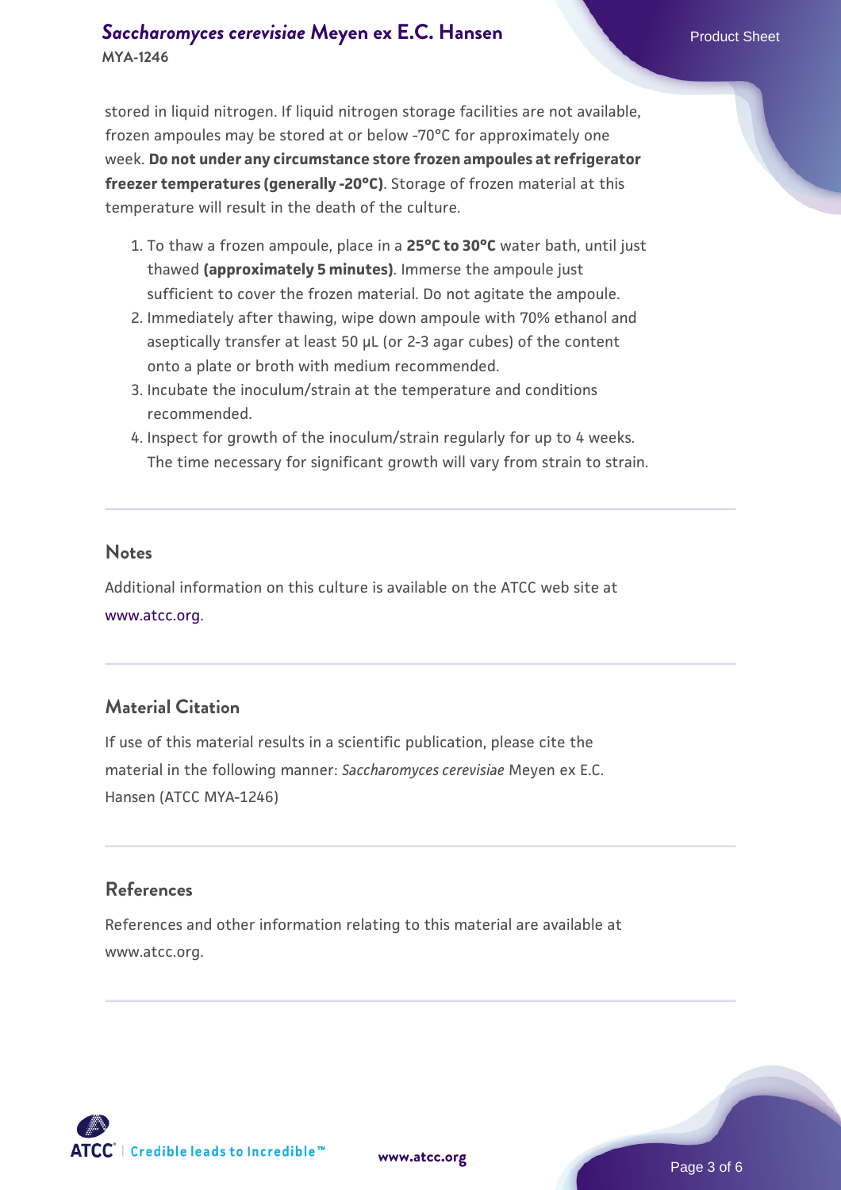stored in liquid nitrogen. If liquid nitrogen storage facilities are not available, frozen ampoules may be stored at or below -70°C for approximately one week. **Do not under any circumstance store frozen ampoules at refrigerator freezer temperatures (generally -20°C)**. Storage of frozen material at this temperature will result in the death of the culture.

1. To thaw a frozen ampoule, place in a **25°C to 30°C** water bath, until just thawed **(approximately 5 minutes)**. Immerse the ampoule just sufficient to cover the frozen material. Do not agitate the ampoule.
2. Immediately after thawing, wipe down ampoule with 70% ethanol and aseptically transfer at least 50 µL (or 2-3 agar cubes) of the content onto a plate or broth with medium recommended.
3. Incubate the inoculum/strain at the temperature and conditions recommended.
4. Inspect for growth of the inoculum/strain regularly for up to 4 weeks. The time necessary for significant growth will vary from strain to strain.

## Notes

Additional information on this culture is available on the ATCC web site at www.atcc.org.

## Material Citation

If use of this material results in a scientific publication, please cite the material in the following manner: *Saccharomyces cerevisiae* Meyen ex E.C. Hansen (ATCC MYA-1246)

## References

References and other information relating to this material are available at www.atcc.org.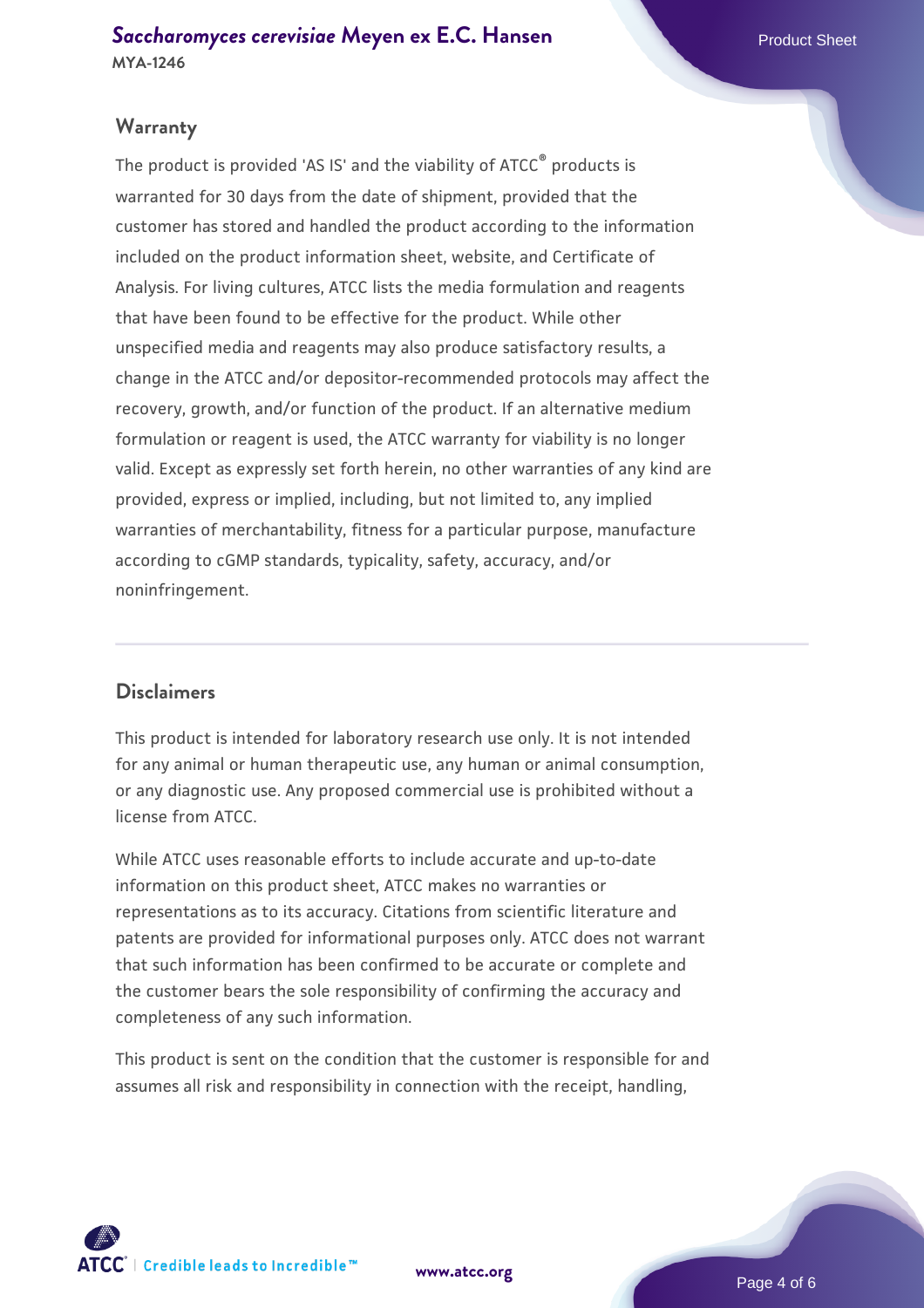## Warranty

The product is provided 'AS IS' and the viability of ATCC® products is warranted for 30 days from the date of shipment, provided that the customer has stored and handled the product according to the information included on the product information sheet, website, and Certificate of Analysis. For living cultures, ATCC lists the media formulation and reagents that have been found to be effective for the product. While other unspecified media and reagents may also produce satisfactory results, a change in the ATCC and/or depositor-recommended protocols may affect the recovery, growth, and/or function of the product. If an alternative medium formulation or reagent is used, the ATCC warranty for viability is no longer valid. Except as expressly set forth herein, no other warranties of any kind are provided, express or implied, including, but not limited to, any implied warranties of merchantability, fitness for a particular purpose, manufacture according to cGMP standards, typicality, safety, accuracy, and/or noninfringement.

## Disclaimers

This product is intended for laboratory research use only. It is not intended for any animal or human therapeutic use, any human or animal consumption, or any diagnostic use. Any proposed commercial use is prohibited without a license from ATCC.

While ATCC uses reasonable efforts to include accurate and up-to-date information on this product sheet, ATCC makes no warranties or representations as to its accuracy. Citations from scientific literature and patents are provided for informational purposes only. ATCC does not warrant that such information has been confirmed to be accurate or complete and the customer bears the sole responsibility of confirming the accuracy and completeness of any such information.

This product is sent on the condition that the customer is responsible for and assumes all risk and responsibility in connection with the receipt, handling,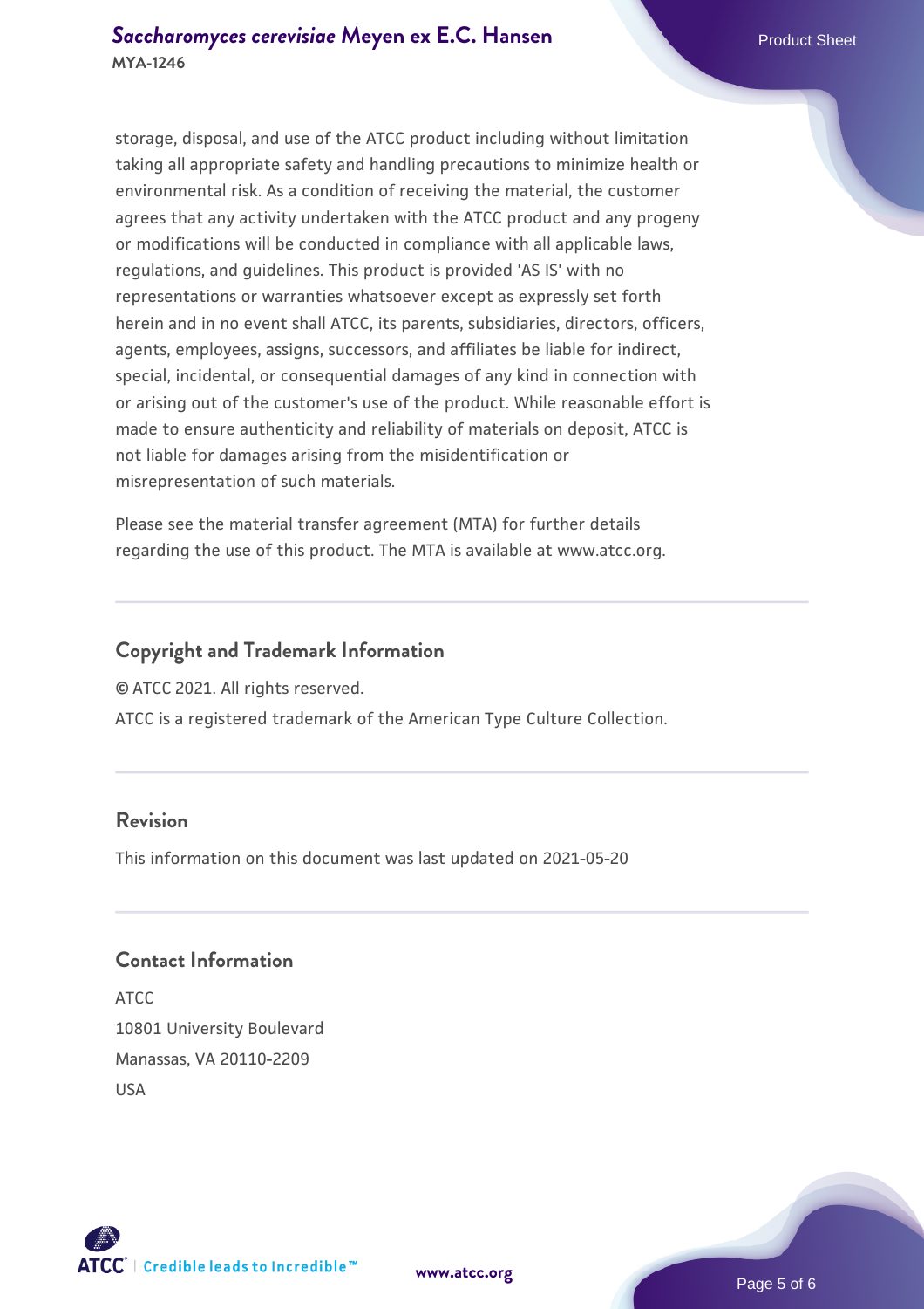storage, disposal, and use of the ATCC product including without limitation taking all appropriate safety and handling precautions to minimize health or environmental risk. As a condition of receiving the material, the customer agrees that any activity undertaken with the ATCC product and any progeny or modifications will be conducted in compliance with all applicable laws, regulations, and guidelines. This product is provided 'AS IS' with no representations or warranties whatsoever except as expressly set forth herein and in no event shall ATCC, its parents, subsidiaries, directors, officers, agents, employees, assigns, successors, and affiliates be liable for indirect, special, incidental, or consequential damages of any kind in connection with or arising out of the customer's use of the product. While reasonable effort is made to ensure authenticity and reliability of materials on deposit, ATCC is not liable for damages arising from the misidentification or misrepresentation of such materials.

Please see the material transfer agreement (MTA) for further details regarding the use of this product. The MTA is available at www.atcc.org.

## Copyright and Trademark Information

© ATCC 2021. All rights reserved.

ATCC is a registered trademark of the American Type Culture Collection.

## Revision

This information on this document was last updated on 2021-05-20

## Contact Information

ATCC
10801 University Boulevard
Manassas, VA 20110-2209
USA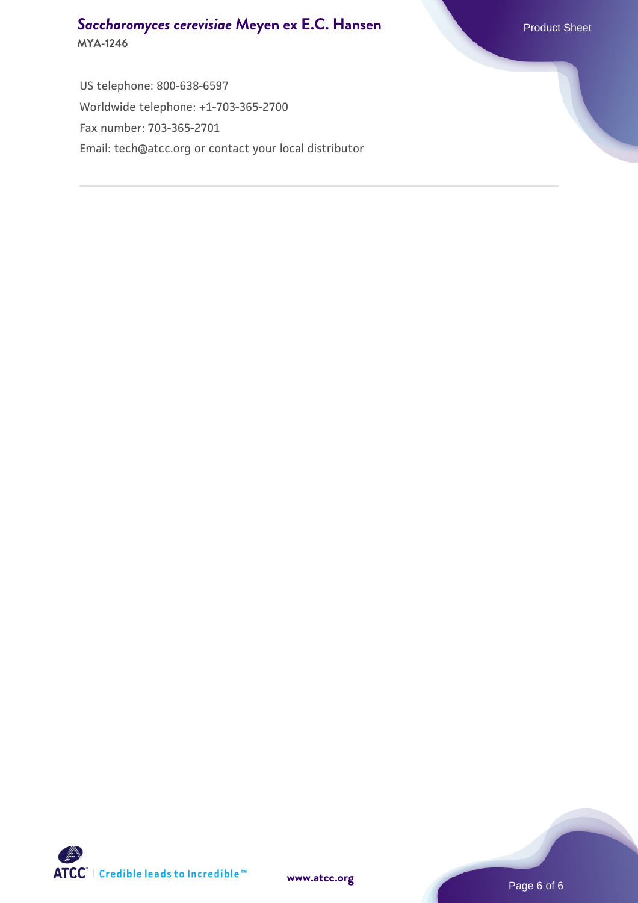US telephone: 800-638-6597

Worldwide telephone: +1-703-365-2700

Fax number: 703-365-2701

Email: tech@atcc.org or contact your local distributor